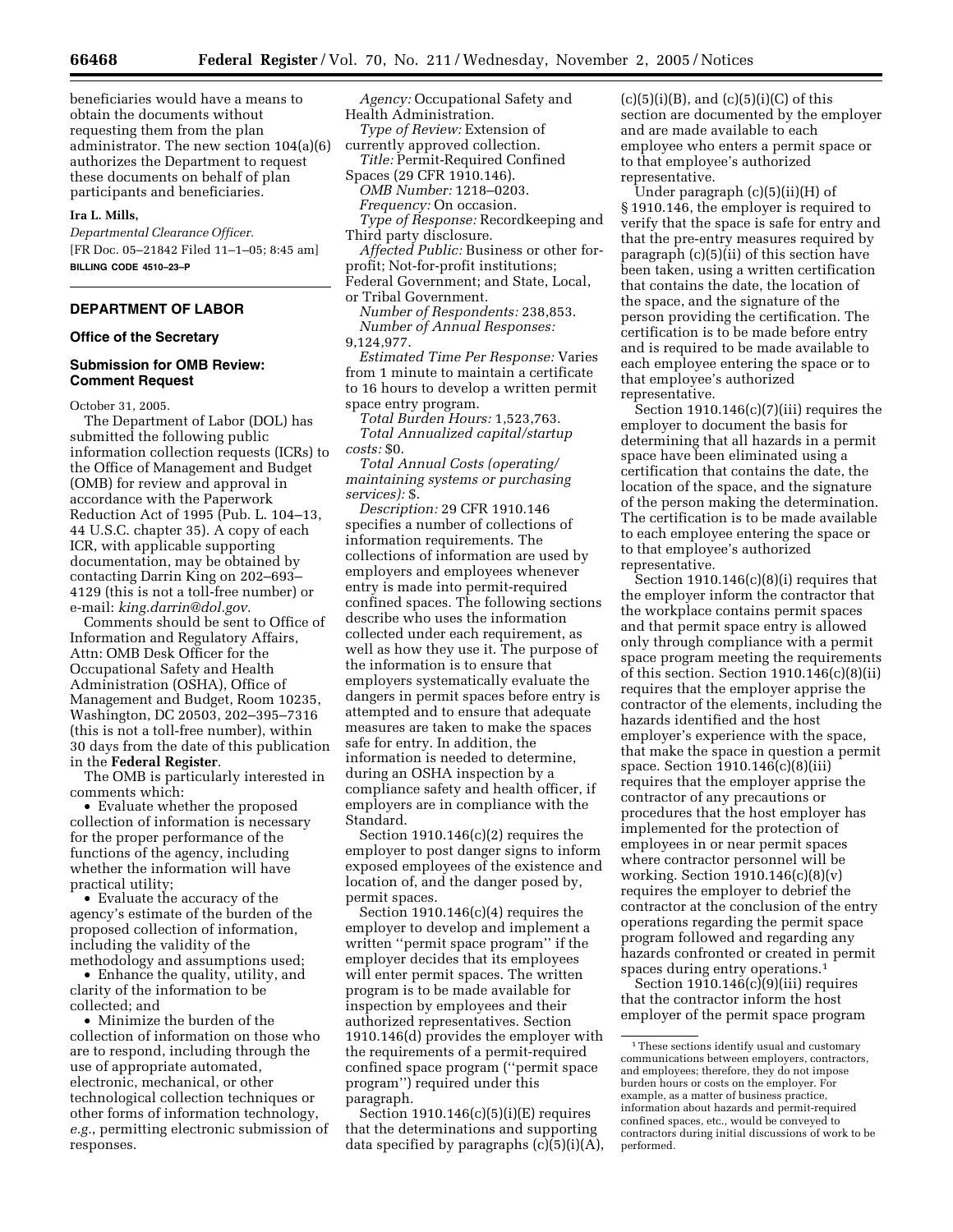beneficiaries would have a means to obtain the documents without requesting them from the plan administrator. The new section 104(a)(6) authorizes the Department to request these documents on behalf of plan participants and beneficiaries.

**Ira L. Mills,**

*Departmental Clearance Officer.*

[FR Doc. 05–21842 Filed 11–1–05; 8:45 am]

**BILLING CODE 4510–23–P**

## DEPARTMENT OF LABOR

### Office of the Secretary

### Submission for OMB Review: Comment Request

October 31, 2005.

The Department of Labor (DOL) has submitted the following public information collection requests (ICRs) to the Office of Management and Budget (OMB) for review and approval in accordance with the Paperwork Reduction Act of 1995 (Pub. L. 104–13, 44 U.S.C. chapter 35). A copy of each ICR, with applicable supporting documentation, may be obtained by contacting Darrin King on 202–693–4129 (this is not a toll-free number) or e-mail: *king.darrin@dol.gov.*

Comments should be sent to Office of Information and Regulatory Affairs, Attn: OMB Desk Officer for the Occupational Safety and Health Administration (OSHA), Office of Management and Budget, Room 10235, Washington, DC 20503, 202–395–7316 (this is not a toll-free number), within 30 days from the date of this publication in the **Federal Register**.

The OMB is particularly interested in comments which:

- Evaluate whether the proposed collection of information is necessary for the proper performance of the functions of the agency, including whether the information will have practical utility;
- Evaluate the accuracy of the agency's estimate of the burden of the proposed collection of information, including the validity of the methodology and assumptions used;
- Enhance the quality, utility, and clarity of the information to be collected; and
- Minimize the burden of the collection of information on those who are to respond, including through the use of appropriate automated, electronic, mechanical, or other technological collection techniques or other forms of information technology, *e.g.*, permitting electronic submission of responses.

*Agency:* Occupational Safety and Health Administration.

*Type of Review:* Extension of currently approved collection.

*Title:* Permit-Required Confined Spaces (29 CFR 1910.146).

*OMB Number:* 1218–0203.

*Frequency:* On occasion.

*Type of Response:* Recordkeeping and Third party disclosure.

*Affected Public:* Business or other for-profit; Not-for-profit institutions; Federal Government; and State, Local, or Tribal Government.

*Number of Respondents:* 238,853.

*Number of Annual Responses:* 9,124,977.

*Estimated Time Per Response:* Varies from 1 minute to maintain a certificate to 16 hours to develop a written permit space entry program.

*Total Burden Hours:* 1,523,763.

*Total Annualized capital/startup costs:* $0.

*Total Annual Costs (operating/maintaining systems or purchasing services):* $.

*Description:* 29 CFR 1910.146 specifies a number of collections of information requirements. The collections of information are used by employers and employees whenever entry is made into permit-required confined spaces. The following sections describe who uses the information collected under each requirement, as well as how they use it. The purpose of the information is to ensure that employers systematically evaluate the dangers in permit spaces before entry is attempted and to ensure that adequate measures are taken to make the spaces safe for entry. In addition, the information is needed to determine, during an OSHA inspection by a compliance safety and health officer, if employers are in compliance with the Standard.

Section 1910.146(c)(2) requires the employer to post danger signs to inform exposed employees of the existence and location of, and the danger posed by, permit spaces.

Section 1910.146(c)(4) requires the employer to develop and implement a written ''permit space program'' if the employer decides that its employees will enter permit spaces. The written program is to be made available for inspection by employees and their authorized representatives. Section 1910.146(d) provides the employer with the requirements of a permit-required confined space program (''permit space program'') required under this paragraph.

Section 1910.146(c)(5)(i)(E) requires that the determinations and supporting data specified by paragraphs (c)(5)(i)(A), (c)(5)(i)(B), and (c)(5)(i)(C) of this section are documented by the employer and are made available to each employee who enters a permit space or to that employee's authorized representative.

Under paragraph (c)(5)(ii)(H) of § 1910.146, the employer is required to verify that the space is safe for entry and that the pre-entry measures required by paragraph (c)(5)(ii) of this section have been taken, using a written certification that contains the date, the location of the space, and the signature of the person providing the certification. The certification is to be made before entry and is required to be made available to each employee entering the space or to that employee's authorized representative.

Section 1910.146(c)(7)(iii) requires the employer to document the basis for determining that all hazards in a permit space have been eliminated using a certification that contains the date, the location of the space, and the signature of the person making the determination. The certification is to be made available to each employee entering the space or to that employee's authorized representative.

Section 1910.146(c)(8)(i) requires that the employer inform the contractor that the workplace contains permit spaces and that permit space entry is allowed only through compliance with a permit space program meeting the requirements of this section. Section 1910.146(c)(8)(ii) requires that the employer apprise the contractor of the elements, including the hazards identified and the host employer's experience with the space, that make the space in question a permit space. Section 1910.146(c)(8)(iii) requires that the employer apprise the contractor of any precautions or procedures that the host employer has implemented for the protection of employees in or near permit spaces where contractor personnel will be working. Section 1910.146(c)(8)(v) requires the employer to debrief the contractor at the conclusion of the entry operations regarding the permit space program followed and regarding any hazards confronted or created in permit spaces during entry operations.[1]

Section 1910.146(c)(9)(iii) requires that the contractor inform the host employer of the permit space program

[1] These sections identify usual and customary communications between employers, contractors, and employees; therefore, they do not impose burden hours or costs on the employer. For example, as a matter of business practice, information about hazards and permit-required confined spaces, etc., would be conveyed to contractors during initial discussions of work to be performed.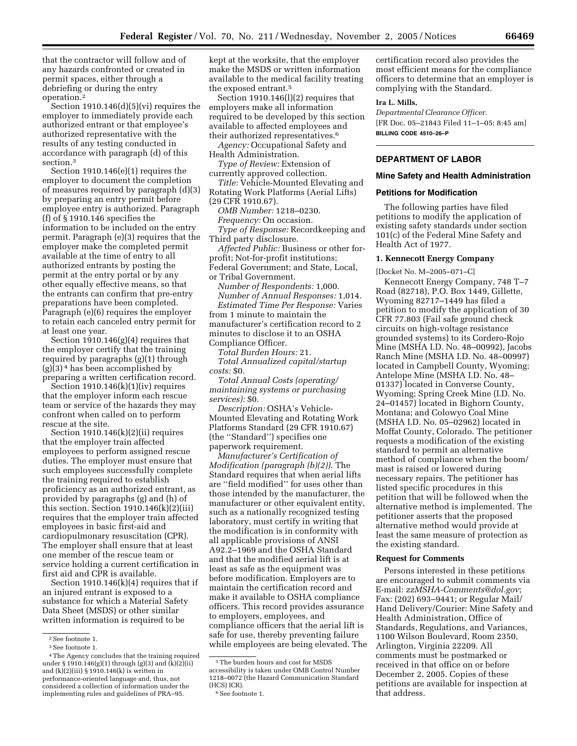that the contractor will follow and of any hazards confronted or created in permit spaces, either through a debriefing or during the entry operation.[2]

Section 1910.146(d)(5)(vi) requires the employer to immediately provide each authorized entrant or that employee's authorized representative with the results of any testing conducted in accordance with paragraph (d) of this section.[3]

Section 1910.146(e)(1) requires the employer to document the completion of measures required by paragraph (d)(3) by preparing an entry permit before employee entry is authorized. Paragraph (f) of § 1910.146 specifies the information to be included on the entry permit. Paragraph (e)(3) requires that the employer make the completed permit available at the time of entry to all authorized entrants by posting the permit at the entry portal or by any other equally effective means, so that the entrants can confirm that pre-entry preparations have been completed. Paragraph (e)(6) requires the employer to retain each canceled entry permit for at least one year.

Section 1910.146(g)(4) requires that the employer certify that the training required by paragraphs (g)(1) through (g)(3)[4] has been accomplished by preparing a written certification record.

Section 1910.146(k)(1)(iv) requires that the employer inform each rescue team or service of the hazards they may confront when called on to perform rescue at the site.

Section 1910.146(k)(2)(ii) requires that the employer train affected employees to perform assigned rescue duties. The employer must ensure that such employees successfully complete the training required to establish proficiency as an authorized entrant, as provided by paragraphs (g) and (h) of this section. Section 1910.146(k)(2)(iii) requires that the employer train affected employees in basic first-aid and cardiopulmonary resuscitation (CPR). The employer shall ensure that at least one member of the rescue team or service holding a current certification in first aid and CPR is available.

Section 1910.146(k)(4) requires that if an injured entrant is exposed to a substance for which a Material Safety Data Sheet (MSDS) or other similar written information is required to be kept at the worksite, that the employer make the MSDS or written information available to the medical facility treating the exposed entrant.[5]

Section 1910.146(l)(2) requires that employers make all information required to be developed by this section available to affected employees and their authorized representatives.[6]

*Agency:* Occupational Safety and Health Administration.

*Type of Review:* Extension of currently approved collection.

*Title:* Vehicle-Mounted Elevating and Rotating Work Platforms (Aerial Lifts) (29 CFR 1910.67).

*OMB Number:* 1218–0230.

*Frequency:* On occasion.

*Type of Response:* Recordkeeping and Third party disclosure.

*Affected Public:* Business or other for-profit; Not-for-profit institutions; Federal Government; and State, Local, or Tribal Government.

*Number of Respondents:* 1,000.

*Number of Annual Responses:* 1,014.

*Estimated Time Per Response:* Varies from 1 minute to maintain the manufacturer's certification record to 2 minutes to disclose it to an OSHA Compliance Officer.

*Total Burden Hours:* 21.

*Total Annualized capital/startup costs:* $0.

*Total Annual Costs (operating/maintaining systems or purchasing services):* $0.

*Description:* OSHA's Vehicle-Mounted Elevating and Rotating Work Platforms Standard (29 CFR 1910.67) (the "Standard") specifies one paperwork requirement.

*Manufacturer's Certification of Modification (paragraph (b)(2)).* The Standard requires that when aerial lifts are "field modified" for uses other than those intended by the manufacturer, the manufacturer or other equivalent entity, such as a nationally recognized testing laboratory, must certify in writing that the modification is in conformity with all applicable provisions of ANSI A92.2–1969 and the OSHA Standard and that the modified aerial lift is at least as safe as the equipment was before modification. Employers are to maintain the certification record and make it available to OSHA compliance officers. This record provides assurance to employers, employees, and compliance officers that the aerial lift is safe for use, thereby preventing failure while employees are being elevated. The certification record also provides the most efficient means for the compliance officers to determine that an employer is complying with the Standard.

**Ira L. Mills,**

*Departmental Clearance Officer.*

[FR Doc. 05–21843 Filed 11–1–05; 8:45 am]

**BILLING CODE 4510–26–P**

[2] See footnote 1.

[3] See footnote 1.

[4] The Agency concludes that the training required under § 1910.146(g)(1) through (g)(3) and (k)(2)(ii) and (k)(2)(iii) § 1910.146(k) is written in performance-oriented language and, thus, not considered a collection of information under the implementing rules and guidelines of PRA–95.

[5] The burden hours and cost for MSDS accessibility is taken under OMB Control Number 1218–0072 (the Hazard Communication Standard (HCS) ICR).

[6] See footnote 1.

## DEPARTMENT OF LABOR

### Mine Safety and Health Administration

### Petitions for Modification

The following parties have filed petitions to modify the application of existing safety standards under section 101(c) of the Federal Mine Safety and Health Act of 1977.

#### 1. Kennecott Energy Company

[Docket No. M–2005–071–C]

Kennecott Energy Company, 748 T–7 Road (82718), P.O. Box 1449, Gillette, Wyoming 82717–1449 has filed a petition to modify the application of 30 CFR 77.803 (Fail safe ground check circuits on high-voltage resistance grounded systems) to its Cordero-Rojo Mine (MSHA I.D. No. 48–00992), Jacobs Ranch Mine (MSHA I.D. No. 48–00997) located in Campbell County, Wyoming; Antelope Mine (MSHA I.D. No. 48–01337) located in Converse County, Wyoming; Spring Creek Mine (I.D. No. 24–01457) located in Bighorn County, Montana; and Colowyo Coal Mine (MSHA I.D. No. 05–02962) located in Moffat County, Colorado. The petitioner requests a modification of the existing standard to permit an alternative method of compliance when the boom/mast is raised or lowered during necessary repairs. The petitioner has listed specific procedures in this petition that will be followed when the alternative method is implemented. The petitioner asserts that the proposed alternative method would provide at least the same measure of protection as the existing standard.

#### Request for Comments

Persons interested in these petitions are encouraged to submit comments via E-mail: *zzMSHA-Comments@dol.gov*; Fax: (202) 693–9441; or Regular Mail/Hand Delivery/Courier: Mine Safety and Health Administration, Office of Standards, Regulations, and Variances, 1100 Wilson Boulevard, Room 2350, Arlington, Virginia 22209. All comments must be postmarked or received in that office on or before December 2, 2005. Copies of these petitions are available for inspection at that address.